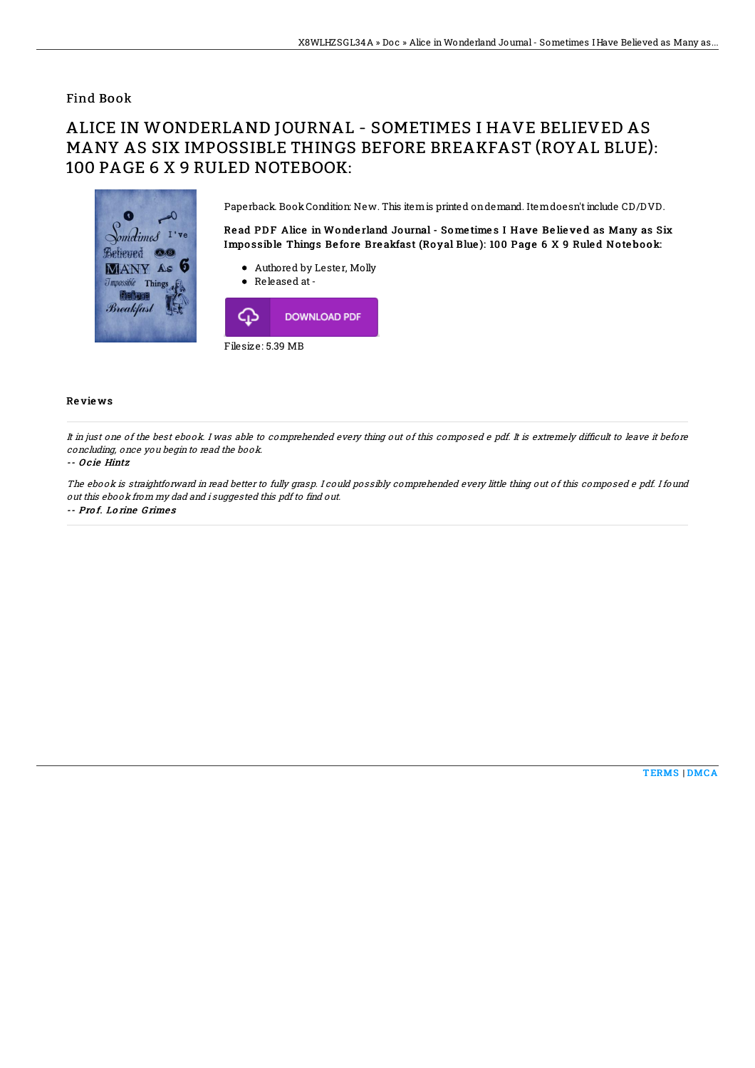Find Book

# ALICE IN WONDERLAND JOURNAL - SOMETIMES I HAVE BELIEVED AS MANY AS SIX IMPOSSIBLE THINGS BEFORE BREAKFAST (ROYAL BLUE): 100 PAGE 6 X 9 RULED NOTEBOOK:

Paperback. Book Condition: New. This item is printed on demand. Item doesn't include CD/DVD.

**Read PDF Alice in Wonderland Journal - Sometimes I Have Believed as Many as Six Impossible Things Before Breakfast (Royal Blue): 100 Page 6 X 9 Ruled Notebook:**

- Authored by Lester, Molly
- Released at -

DOWNLOAD PDF

Filesize: 5.39 MB

## Reviews

*It in just one of the best ebook. I was able to comprehended every thing out of this composed e pdf. It is extremely difficult to leave it before concluding, once you begin to read the book.*

*-- Ocie Hintz*

*The ebook is straightforward in read better to fully grasp. I could possibly comprehended every little thing out of this composed e pdf. I found out this ebook from my dad and i suggested this pdf to find out.*

*-- Prof. Lorine Grimes*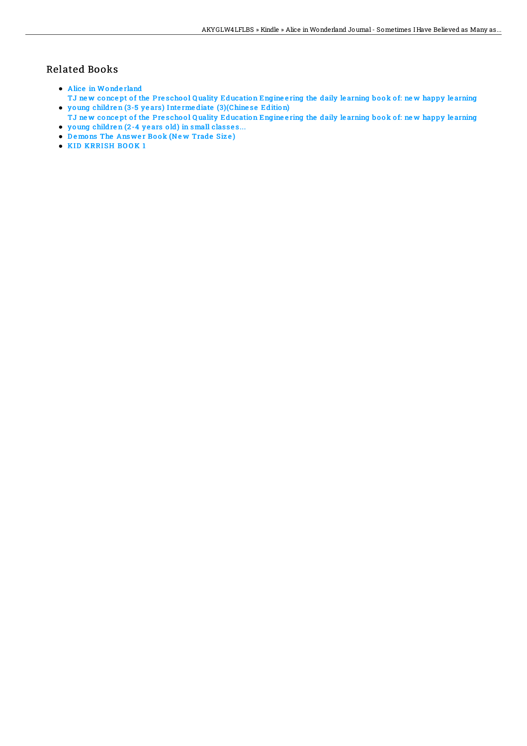## Related Books

- Alice in Wonderland
- TJ new concept of the Preschool Quality Education Engineering the daily learning book of: new happy learning young children (3-5 years) Intermediate (3)(Chinese Edition)
- TJ new concept of the Preschool Quality Education Engineering the daily learning book of: new happy learning young children (2-4 years old) in small classes...
- Demons The Answer Book (New Trade Size)
- KID KRRISH BOOK 1